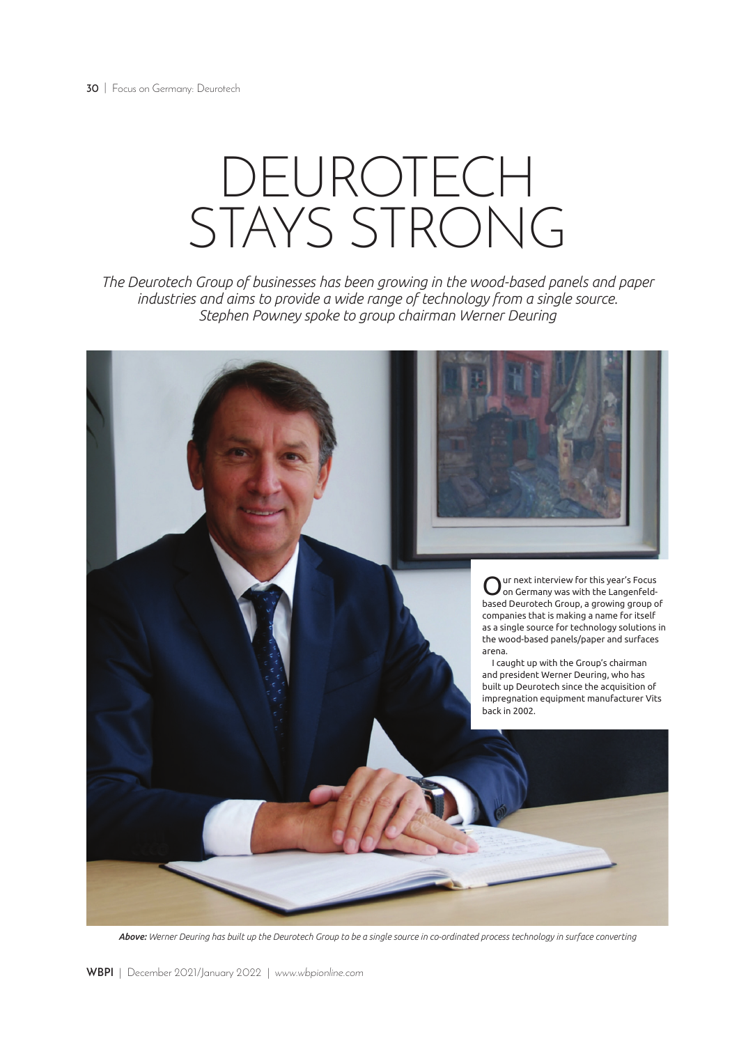# DEUROTECH STAYS STRONG

*The Deurotech Group of businesses has been growing in the wood-based panels and paper industries and aims to provide a wide range of technology from a single source. Stephen Powney spoke to group chairman Werner Deuring*

Our next interview for this year's Focus on Germany was with the Langenfeld-based Deurotech Group, a growing group of companies that is making a name for itself as a single source for technology solutions in the wood-based panels/paper and surfaces arena.

I caught up with the Group's chairman and president Werner Deuring, who has built up Deurotech since the acquisition of impregnation equipment manufacturer Vits back in 2002.

***Above:*** *Werner Deuring has built up the Deurotech Group to be a single source in co-ordinated process technology in surface converting*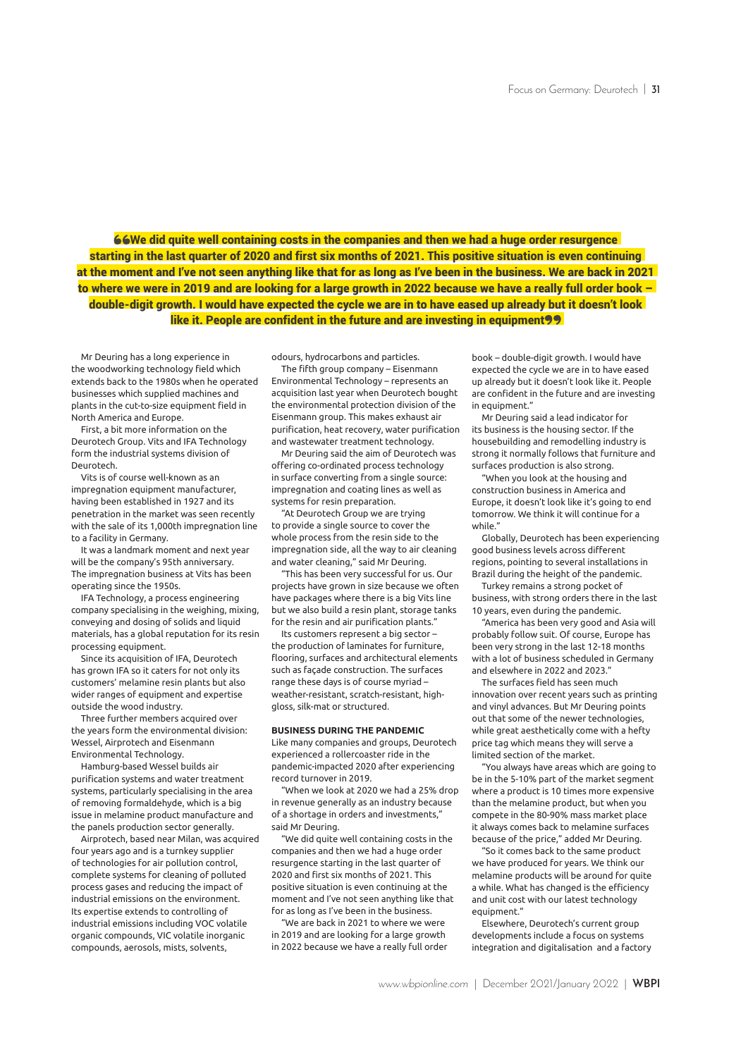> **"We did quite well containing costs in the companies and then we had a huge order resurgence starting in the last quarter of 2020 and first six months of 2021. This positive situation is even continuing at the moment and I've not seen anything like that for as long as I've been in the business. We are back in 2021 to where we were in 2019 and are looking for a large growth in 2022 because we have a really full order book – double-digit growth. I would have expected the cycle we are in to have eased up already but it doesn't look like it. People are confident in the future and are investing in equipment"**

Mr Deuring has a long experience in the woodworking technology field which extends back to the 1980s when he operated businesses which supplied machines and plants in the cut-to-size equipment field in North America and Europe.

First, a bit more information on the Deurotech Group. Vits and IFA Technology form the industrial systems division of Deurotech.

Vits is of course well-known as an impregnation equipment manufacturer, having been established in 1927 and its penetration in the market was seen recently with the sale of its 1,000th impregnation line to a facility in Germany.

It was a landmark moment and next year will be the company's 95th anniversary. The impregnation business at Vits has been operating since the 1950s.

IFA Technology, a process engineering company specialising in the weighing, mixing, conveying and dosing of solids and liquid materials, has a global reputation for its resin processing equipment.

Since its acquisition of IFA, Deurotech has grown IFA so it caters for not only its customers' melamine resin plants but also wider ranges of equipment and expertise outside the wood industry.

Three further members acquired over the years form the environmental division: Wessel, Airprotech and Eisenmann Environmental Technology.

Hamburg-based Wessel builds air purification systems and water treatment systems, particularly specialising in the area of removing formaldehyde, which is a big issue in melamine product manufacture and the panels production sector generally.

Airprotech, based near Milan, was acquired four years ago and is a turnkey supplier of technologies for air pollution control, complete systems for cleaning of polluted process gases and reducing the impact of industrial emissions on the environment. Its expertise extends to controlling of industrial emissions including VOC volatile organic compounds, VIC volatile inorganic compounds, aerosols, mists, solvents, odours, hydrocarbons and particles.

The fifth group company – Eisenmann Environmental Technology – represents an acquisition last year when Deurotech bought the environmental protection division of the Eisenmann group. This makes exhaust air purification, heat recovery, water purification and wastewater treatment technology.

Mr Deuring said the aim of Deurotech was offering co-ordinated process technology in surface converting from a single source: impregnation and coating lines as well as systems for resin preparation.

"At Deurotech Group we are trying to provide a single source to cover the whole process from the resin side to the impregnation side, all the way to air cleaning and water cleaning," said Mr Deuring.

"This has been very successful for us. Our projects have grown in size because we often have packages where there is a big Vits line but we also build a resin plant, storage tanks for the resin and air purification plants."

Its customers represent a big sector – the production of laminates for furniture, flooring, surfaces and architectural elements such as façade construction. The surfaces range these days is of course myriad – weather-resistant, scratch-resistant, high-gloss, silk-mat or structured.

## BUSINESS DURING THE PANDEMIC

Like many companies and groups, Deurotech experienced a rollercoaster ride in the pandemic-impacted 2020 after experiencing record turnover in 2019.

"When we look at 2020 we had a 25% drop in revenue generally as an industry because of a shortage in orders and investments," said Mr Deuring.

"We did quite well containing costs in the companies and then we had a huge order resurgence starting in the last quarter of 2020 and first six months of 2021. This positive situation is even continuing at the moment and I've not seen anything like that for as long as I've been in the business.

"We are back in 2021 to where we were in 2019 and are looking for a large growth in 2022 because we have a really full order book – double-digit growth. I would have expected the cycle we are in to have eased up already but it doesn't look like it. People are confident in the future and are investing in equipment."

Mr Deuring said a lead indicator for its business is the housing sector. If the housebuilding and remodelling industry is strong it normally follows that furniture and surfaces production is also strong.

"When you look at the housing and construction business in America and Europe, it doesn't look like it's going to end tomorrow. We think it will continue for a while."

Globally, Deurotech has been experiencing good business levels across different regions, pointing to several installations in Brazil during the height of the pandemic.

Turkey remains a strong pocket of business, with strong orders there in the last 10 years, even during the pandemic.

"America has been very good and Asia will probably follow suit. Of course, Europe has been very strong in the last 12-18 months with a lot of business scheduled in Germany and elsewhere in 2022 and 2023."

The surfaces field has seen much innovation over recent years such as printing and vinyl advances. But Mr Deuring points out that some of the newer technologies, while great aesthetically come with a hefty price tag which means they will serve a limited section of the market.

"You always have areas which are going to be in the 5-10% part of the market segment where a product is 10 times more expensive than the melamine product, but when you compete in the 80-90% mass market place it always comes back to melamine surfaces because of the price," added Mr Deuring.

"So it comes back to the same product we have produced for years. We think our melamine products will be around for quite a while. What has changed is the efficiency and unit cost with our latest technology equipment."

Elsewhere, Deurotech's current group developments include a focus on systems integration and digitalisation and a factory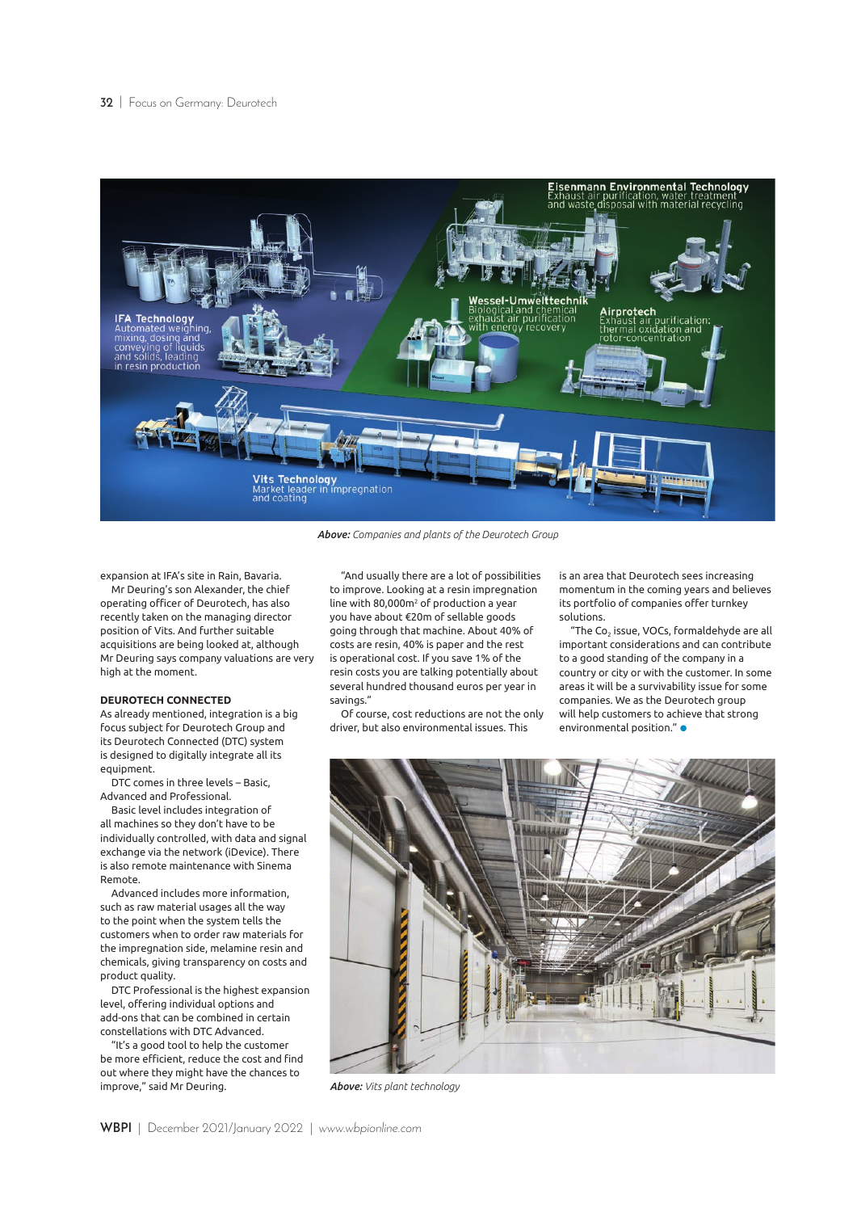Eisenmann Environmental Technology
Exhaust air purification, water treatment and waste disposal with material recycling

IFA Technology
Automated weighing, mixing, dosing and conveying of liquids and solids, leading in resin production

Wessel-Umwelttechnik
Biological and chemical exhaust air purification with energy recovery

Airprotech
Exhaust air purification: thermal oxidation and rotor-concentration

Vits Technology
Market leader in impregnation and coating

***Above:*** *Companies and plants of the Deurotech Group*

expansion at IFA's site in Rain, Bavaria.

Mr Deuring's son Alexander, the chief operating officer of Deurotech, has also recently taken on the managing director position of Vits. And further suitable acquisitions are being looked at, although Mr Deuring says company valuations are very high at the moment.

**DEUROTECH CONNECTED**

As already mentioned, integration is a big focus subject for Deurotech Group and its Deurotech Connected (DTC) system is designed to digitally integrate all its equipment.

DTC comes in three levels – Basic, Advanced and Professional.

Basic level includes integration of all machines so they don't have to be individually controlled, with data and signal exchange via the network (iDevice). There is also remote maintenance with Sinema Remote.

Advanced includes more information, such as raw material usages all the way to the point when the system tells the customers when to order raw materials for the impregnation side, melamine resin and chemicals, giving transparency on costs and product quality.

DTC Professional is the highest expansion level, offering individual options and add-ons that can be combined in certain constellations with DTC Advanced.

"It's a good tool to help the customer be more efficient, reduce the cost and find out where they might have the chances to improve," said Mr Deuring.

"And usually there are a lot of possibilities to improve. Looking at a resin impregnation line with 80,000m² of production a year you have about €20m of sellable goods going through that machine. About 40% of costs are resin, 40% is paper and the rest is operational cost. If you save 1% of the resin costs you are talking potentially about several hundred thousand euros per year in savings."

Of course, cost reductions are not the only driver, but also environmental issues. This is an area that Deurotech sees increasing momentum in the coming years and believes its portfolio of companies offer turnkey solutions.

"The $Co_2$ issue, VOCs, formaldehyde are all important considerations and can contribute to a good standing of the company in a country or city or with the customer. In some areas it will be a survivability issue for some companies. We as the Deurotech group will help customers to achieve that strong environmental position." ●

***Above:*** *Vits plant technology*